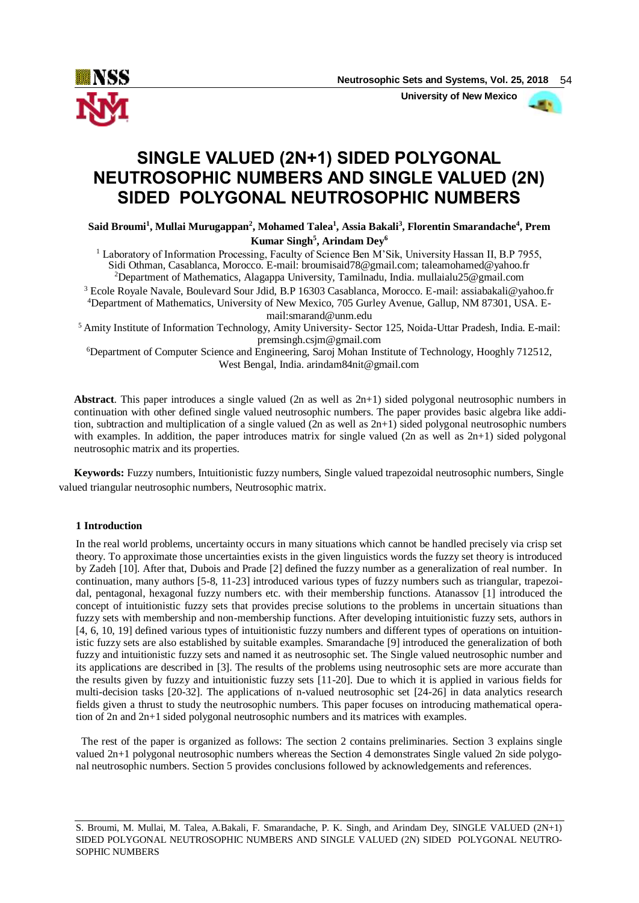# SINGLE VALUED (2N+1) SIDED POLYGONAL NEUTROSOPHIC NUMBERS AND SINGLE VALUED (2N) SIDED POLYGONAL NEUTROSOPHIC NUMBERS

**Said Broumi[1], Mullai Murugappan[2], Mohamed Talea[1], Assia Bakali[3], Florentin Smarandache[4], Prem Kumar Singh[5], Arindam Dey[6]**

[1] Laboratory of Information Processing, Faculty of Science Ben M'Sik, University Hassan II, B.P 7955, Sidi Othman, Casablanca, Morocco. E-mail: broumisaid78@gmail.com; taleamohamed@yahoo.fr

[2] Department of Mathematics, Alagappa University, Tamilnadu, India. mullaialu25@gmail.com

[3] Ecole Royale Navale, Boulevard Sour Jdid, B.P 16303 Casablanca, Morocco. E-mail: assiabakali@yahoo.fr

[4] Department of Mathematics, University of New Mexico, 705 Gurley Avenue, Gallup, NM 87301, USA. E-mail:smarand@unm.edu

[5] Amity Institute of Information Technology, Amity University- Sector 125, Noida-Uttar Pradesh, India. E-mail: premsingh.csjm@gmail.com

[6] Department of Computer Science and Engineering, Saroj Mohan Institute of Technology, Hooghly 712512, West Bengal, India. arindam84nit@gmail.com

**Abstract**. This paper introduces a single valued (2n as well as 2n+1) sided polygonal neutrosophic numbers in continuation with other defined single valued neutrosophic numbers. The paper provides basic algebra like addition, subtraction and multiplication of a single valued (2n as well as 2n+1) sided polygonal neutrosophic numbers with examples. In addition, the paper introduces matrix for single valued (2n as well as 2n+1) sided polygonal neutrosophic matrix and its properties.

**Keywords:** Fuzzy numbers, Intuitionistic fuzzy numbers, Single valued trapezoidal neutrosophic numbers, Single valued triangular neutrosophic numbers, Neutrosophic matrix.

## 1 Introduction

In the real world problems, uncertainty occurs in many situations which cannot be handled precisely via crisp set theory. To approximate those uncertainties exists in the given linguistics words the fuzzy set theory is introduced by Zadeh [10]. After that, Dubois and Prade [2] defined the fuzzy number as a generalization of real number. In continuation, many authors [5-8, 11-23] introduced various types of fuzzy numbers such as triangular, trapezoidal, pentagonal, hexagonal fuzzy numbers etc. with their membership functions. Atanassov [1] introduced the concept of intuitionistic fuzzy sets that provides precise solutions to the problems in uncertain situations than fuzzy sets with membership and non-membership functions. After developing intuitionistic fuzzy sets, authors in [4, 6, 10, 19] defined various types of intuitionistic fuzzy numbers and different types of operations on intuitionistic fuzzy sets are also established by suitable examples. Smarandache [9] introduced the generalization of both fuzzy and intuitionistic fuzzy sets and named it as neutrosophic set. The Single valued neutrosophic number and its applications are described in [3]. The results of the problems using neutrosophic sets are more accurate than the results given by fuzzy and intuitionistic fuzzy sets [11-20]. Due to which it is applied in various fields for multi-decision tasks [20-32]. The applications of n-valued neutrosophic set [24-26] in data analytics research fields given a thrust to study the neutrosophic numbers. This paper focuses on introducing mathematical operation of 2n and 2n+1 sided polygonal neutrosophic numbers and its matrices with examples.

The rest of the paper is organized as follows: The section 2 contains preliminaries. Section 3 explains single valued 2n+1 polygonal neutrosophic numbers whereas the Section 4 demonstrates Single valued 2n side polygonal neutrosophic numbers. Section 5 provides conclusions followed by acknowledgements and references.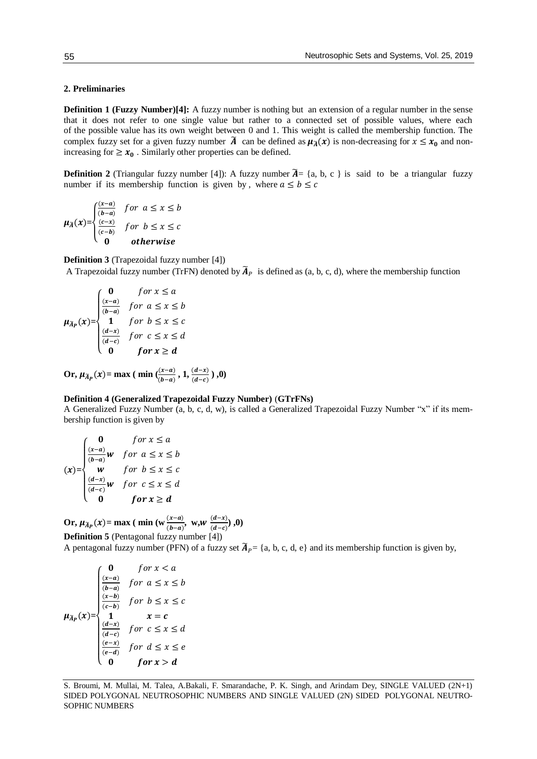## 2. Preliminaries

**Definition 1 (Fuzzy Number)[4]:** A fuzzy number is nothing but an extension of a regular number in the sense that it does not refer to one single value but rather to a connected set of possible values, where each of the possible value has its own weight between 0 and 1. This weight is called the membership function. The complex fuzzy set for a given fuzzy number $\widetilde{\boldsymbol{A}}$ can be defined as $\boldsymbol{\mu}_{\widetilde{A}}(\boldsymbol{x})$ is non-decreasing for $x \leq \boldsymbol{x_0}$ and non-increasing for $\geq \boldsymbol{x_0}$ . Similarly other properties can be defined.

**Definition 2** (Triangular fuzzy number [4]): A fuzzy number $\widetilde{\boldsymbol{A}}$= {a, b, c } is said to be a triangular fuzzy number if its membership function is given by , where $a \leq b \leq c$

$$\boldsymbol{\mu}_{\widetilde{A}}(\boldsymbol{x})=\begin{cases} \frac{(x-a)}{(b-a)} & for\ \ a \leq x \leq b \\ \frac{(c-x)}{(c-b)} & for\ \ b \leq x \leq c \\ \mathbf{0} & \boldsymbol{otherwise} \end{cases}$$

**Definition 3** (Trapezoidal fuzzy number [4])

A Trapezoidal fuzzy number (TrFN) denoted by $\widetilde{\boldsymbol{A}}_P$ is defined as (a, b, c, d), where the membership function

$$\boldsymbol{\mu}_{\widetilde{A}_P}(\boldsymbol{x})=\begin{cases} \mathbf{0} & for\ x \leq a \\ \frac{(x-a)}{(b-a)} & for\ \ a \leq x \leq b \\ \mathbf{1} & for\ \ b \leq x \leq c \\ \frac{(d-x)}{(d-c)} & for\ \ c \leq x \leq d \\ \mathbf{0} & \boldsymbol{for\ x \geq d} \end{cases}$$

**Or,** $\boldsymbol{\mu}_{\widetilde{A}_P}(\boldsymbol{x})$**= max ( min (**$\frac{(x-a)}{(b-a)}$ **, 1,** $\frac{(d-x)}{(d-c)}$ **) ,0)**

**Definition 4 (Generalized Trapezoidal Fuzzy Number) (GTrFNs)**

A Generalized Fuzzy Number (a, b, c, d, w), is called a Generalized Trapezoidal Fuzzy Number "x" if its membership function is given by

$$(\boldsymbol{x})=\begin{cases} \mathbf{0} & for\ x \leq a \\ \frac{(x-a)}{(b-a)}\boldsymbol{w} & for\ \ a \leq x \leq b \\ \boldsymbol{w} & for\ \ b \leq x \leq c \\ \frac{(d-x)}{(d-c)}\boldsymbol{w} & for\ \ c \leq x \leq d \\ \mathbf{0} & \boldsymbol{for\ x \geq d} \end{cases}$$

**Or,** $\boldsymbol{\mu}_{\widetilde{A}_P}(\boldsymbol{x})$**= max ( min (w** $\frac{(x-a)}{(b-a)}$**, w,**$\boldsymbol{w}$ $\frac{(d-x)}{(d-c)}$**) ,0)**

**Definition 5** (Pentagonal fuzzy number [4])

A pentagonal fuzzy number (PFN) of a fuzzy set $\widetilde{\boldsymbol{A}}_P$= {a, b, c, d, e} and its membership function is given by,

$$\boldsymbol{\mu}_{\widetilde{A}_P}(\boldsymbol{x})=\begin{cases} \mathbf{0} & for\ x < a \\ \frac{(x-a)}{(b-a)} & for\ \ a \leq x \leq b \\ \frac{(x-b)}{(c-b)} & for\ \ b \leq x \leq c \\ \mathbf{1} & \boldsymbol{x = c} \\ \frac{(d-x)}{(d-c)} & for\ \ c \leq x \leq d \\ \frac{(e-x)}{(e-d)} & for\ \ d \leq x \leq e \\ \mathbf{0} & \boldsymbol{for\ x > d} \end{cases}$$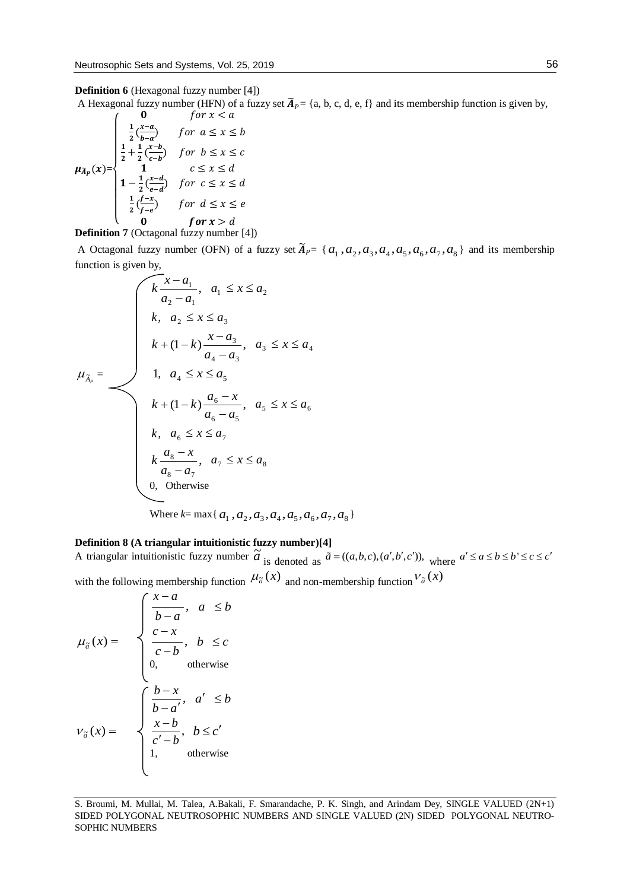**Definition 6** (Hexagonal fuzzy number [4])

A Hexagonal fuzzy number (HFN) of a fuzzy set $\tilde{A}_P$ = {a, b, c, d, e, f} and its membership function is given by,

$$
\mu_{\tilde{A}_P}(x)=\begin{cases} \mathbf{0} & for\ x < a \\ \frac{1}{2}\left(\frac{x-a}{b-a}\right) & for\ \ a \le x \le b \\ \frac{1}{2}+\frac{1}{2}\left(\frac{x-b}{c-b}\right) & for\ \ b \le x \le c \\ \mathbf{1} & c \le x \le d \\ \mathbf{1}-\frac{1}{2}\left(\frac{x-d}{e-d}\right) & for\ \ c \le x \le d \\ \frac{1}{2}\left(\frac{f-x}{f-e}\right) & for\ \ d \le x \le e \\ \mathbf{0} & \boldsymbol{for\ x > d} \end{cases}
$$

**Definition 7** (Octagonal fuzzy number [4])

A Octagonal fuzzy number (OFN) of a fuzzy set $\tilde{A}_P$= $\{a_1, a_2, a_3, a_4, a_5, a_6, a_7, a_8\}$ and its membership function is given by,

$$
\mu_{\tilde{A}_P} = \begin{cases} k\dfrac{x-a_1}{a_2-a_1}, & a_1 \le x \le a_2 \\ k, & a_2 \le x \le a_3 \\ k+(1-k)\dfrac{x-a_3}{a_4-a_3}, & a_3 \le x \le a_4 \\ 1, & a_4 \le x \le a_5 \\ k+(1-k)\dfrac{a_6-x}{a_6-a_5}, & a_5 \le x \le a_6 \\ k, & a_6 \le x \le a_7 \\ k\dfrac{a_8-x}{a_8-a_7}, & a_7 \le x \le a_8 \\ 0, & \text{Otherwise} \end{cases}
$$

Where $k$= $\max\{a_1, a_2, a_3, a_4, a_5, a_6, a_7, a_8\}$

**Definition 8 (A triangular intuitionistic fuzzy number)[4]**

A triangular intuitionistic fuzzy number $\tilde{a}$ is denoted as $\tilde{a}=((a,b,c),(a',b',c'))$, where $a' \le a \le b \le b' \le c \le c'$ with the following membership function $\mu_{\tilde{a}}(x)$ and non-membership function $\nu_{\tilde{a}}(x)$

$$
\mu_{\tilde{a}}(x) = \begin{cases} \dfrac{x-a}{b-a}, & a \le b \\ \dfrac{c-x}{c-b}, & b \le c \\ 0, & \text{otherwise} \end{cases}
$$

$$
\nu_{\tilde{a}}(x) = \begin{cases} \dfrac{b-x}{b-a'}, & a' \le b \\ \dfrac{x-b}{c'-b}, & b \le c' \\ 1, & \text{otherwise} \end{cases}
$$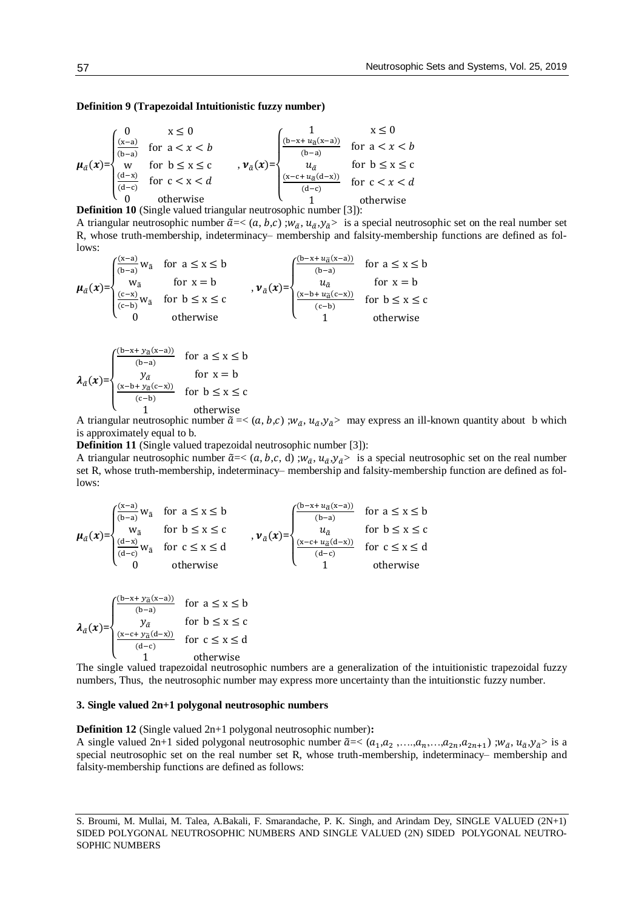**Definition 9 (Trapezoidal Intuitionistic fuzzy number)**

$$\boldsymbol{\mu}_{\tilde{a}}(\boldsymbol{x})=\begin{cases} 0 & x \leq 0 \\ \frac{(x-a)}{(b-a)} & \text{for } a < x < b \\ w & \text{for } b \leq x \leq c \\ \frac{(d-x)}{(d-c)} & \text{for } c < x < d \\ 0 & \text{otherwise} \end{cases}, \quad \boldsymbol{\nu}_{\tilde{a}}(\boldsymbol{x})=\begin{cases} 1 & x \leq 0 \\ \frac{(b-x+u_{\tilde{a}}(x-a))}{(b-a)} & \text{for } a < x < b \\ u_{\tilde{a}} & \text{for } b \leq x \leq c \\ \frac{(x-c+u_{\tilde{a}}(d-x))}{(d-c)} & \text{for } c < x < d \\ 1 & \text{otherwise} \end{cases}$$

**Definition 10** (Single valued triangular neutrosophic number [3]):

A triangular neutrosophic number $\tilde{a}$=< $(a, b,c)$ ;$w_{\tilde{a}}$, $u_{\tilde{a}}$,$y_{\tilde{a}}$> is a special neutrosophic set on the real number set R, whose truth-membership, indeterminacy– membership and falsity-membership functions are defined as follows:

$$\boldsymbol{\mu}_{\tilde{a}}(\boldsymbol{x})=\begin{cases} \frac{(x-a)}{(b-a)} w_{\tilde{a}} & \text{for } a \leq x \leq b \\ w_{\tilde{a}} & \text{for } x = b \\ \frac{(c-x)}{(c-b)} w_{\tilde{a}} & \text{for } b \leq x \leq c \\ 0 & \text{otherwise} \end{cases}, \quad \boldsymbol{\nu}_{\tilde{a}}(\boldsymbol{x})=\begin{cases} \frac{(b-x+u_{\tilde{a}}(x-a))}{(b-a)} & \text{for } a \leq x \leq b \\ u_{\tilde{a}} & \text{for } x = b \\ \frac{(x-b+u_{\tilde{a}}(c-x))}{(c-b)} & \text{for } b \leq x \leq c \\ 1 & \text{otherwise} \end{cases}$$

$$\boldsymbol{\lambda}_{\tilde{a}}(\boldsymbol{x})=\begin{cases} \frac{(b-x+y_{\tilde{a}}(x-a))}{(b-a)} & \text{for } a \leq x \leq b \\ y_{\tilde{a}} & \text{for } x = b \\ \frac{(x-b+y_{\tilde{a}}(c-x))}{(c-b)} & \text{for } b \leq x \leq c \\ 1 & \text{otherwise} \end{cases}$$

A triangular neutrosophic number $\tilde{a}$ =< $(a, b,c)$ ;$w_{\tilde{a}}$, $u_{\tilde{a}}$,$y_{\tilde{a}}$> may express an ill-known quantity about b which is approximately equal to b.

**Definition 11** (Single valued trapezoidal neutrosophic number [3]):

A triangular neutrosophic number $\tilde{a}$=< $(a, b,c, d)$ ;$w_{\tilde{a}}$, $u_{\tilde{a}}$,$y_{\tilde{a}}$> is a special neutrosophic set on the real number set R, whose truth-membership, indeterminacy– membership and falsity-membership function are defined as follows:

$$\boldsymbol{\mu}_{\tilde{a}}(\boldsymbol{x})=\begin{cases} \frac{(x-a)}{(b-a)} w_{\tilde{a}} & \text{for } a \leq x \leq b \\ w_{\tilde{a}} & \text{for } b \leq x \leq c \\ \frac{(d-x)}{(d-c)} w_{\tilde{a}} & \text{for } c \leq x \leq d \\ 0 & \text{otherwise} \end{cases}, \quad \boldsymbol{\nu}_{\tilde{a}}(\boldsymbol{x})=\begin{cases} \frac{(b-x+u_{\tilde{a}}(x-a))}{(b-a)} & \text{for } a \leq x \leq b \\ u_{\tilde{a}} & \text{for } b \leq x \leq c \\ \frac{(x-c+u_{\tilde{a}}(d-x))}{(d-c)} & \text{for } c \leq x \leq d \\ 1 & \text{otherwise} \end{cases}$$

$$\boldsymbol{\lambda}_{\tilde{a}}(\boldsymbol{x})=\begin{cases} \frac{(b-x+y_{\tilde{a}}(x-a))}{(b-a)} & \text{for } a \leq x \leq b \\ y_{\tilde{a}} & \text{for } b \leq x \leq c \\ \frac{(x-c+y_{\tilde{a}}(d-x))}{(d-c)} & \text{for } c \leq x \leq d \\ 1 & \text{otherwise} \end{cases}$$

The single valued trapezoidal neutrosophic numbers are a generalization of the intuitionistic trapezoidal fuzzy numbers, Thus, the neutrosophic number may express more uncertainty than the intuitionstic fuzzy number.

### 3. Single valued 2n+1 polygonal neutrosophic numbers

**Definition 12** (Single valued 2n+1 polygonal neutrosophic number)**:**

A single valued 2n+1 sided polygonal neutrosophic number $\tilde{a}$=< $(a_1,a_2 ,\ldots,a_n,\ldots,a_{2n},a_{2n+1})$ ;$w_{\tilde{a}}$, $u_{\tilde{a}}$,$y_{\tilde{a}}$> is a special neutrosophic set on the real number set R, whose truth-membership, indeterminacy– membership and falsity-membership functions are defined as follows: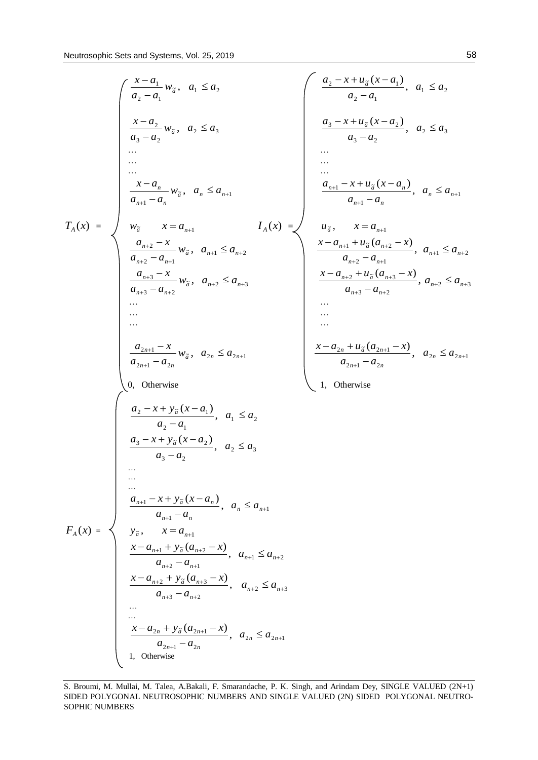$$
T_A(x) = \begin{cases}
\dfrac{x-a_1}{a_2-a_1} w_{\tilde{a}}, & a_1 \le a_2 \\[2ex]
\dfrac{x-a_2}{a_3-a_2} w_{\tilde{a}}, & a_2 \le a_3 \\
\dots \\
\dots \\
\dots \\
\dfrac{x-a_n}{a_{n+1}-a_n} w_{\tilde{a}}, & a_n \le a_{n+1} \\[2ex]
w_{\tilde{a}} & x = a_{n+1} \\
\dfrac{a_{n+2}-x}{a_{n+2}-a_{n+1}} w_{\tilde{a}}, & a_{n+1} \le a_{n+2} \\[2ex]
\dfrac{a_{n+3}-x}{a_{n+3}-a_{n+2}} w_{\tilde{a}}, & a_{n+2} \le a_{n+3} \\
\dots \\
\dots \\
\dots \\
\dfrac{a_{2n+1}-x}{a_{2n+1}-a_{2n}} w_{\tilde{a}}, & a_{2n} \le a_{2n+1} \\[2ex]
0, & \text{Otherwise}
\end{cases}
\qquad
I_A(x) = \begin{cases}
\dfrac{a_2-x+u_{\tilde{a}}(x-a_1)}{a_2-a_1}, & a_1 \le a_2 \\[2ex]
\dfrac{a_3-x+u_{\tilde{a}}(x-a_2)}{a_3-a_2}, & a_2 \le a_3 \\
\dots \\
\dots \\
\dots \\
\dfrac{a_{n+1}-x+u_{\tilde{a}}(x-a_n)}{a_{n+1}-a_n}, & a_n \le a_{n+1} \\[2ex]
u_{\tilde{a}}, & x = a_{n+1} \\
\dfrac{x-a_{n+1}+u_{\tilde{a}}(a_{n+2}-x)}{a_{n+2}-a_{n+1}}, & a_{n+1} \le a_{n+2} \\[2ex]
\dfrac{x-a_{n+2}+u_{\tilde{a}}(a_{n+3}-x)}{a_{n+3}-a_{n+2}}, & a_{n+2} \le a_{n+3} \\
\dots \\
\dots \\
\dots \\
\dfrac{x-a_{2n}+u_{\tilde{a}}(a_{2n+1}-x)}{a_{2n+1}-a_{2n}}, & a_{2n} \le a_{2n+1} \\[2ex]
1, & \text{Otherwise}
\end{cases}
$$

$$
F_A(x) = \begin{cases}
\dfrac{a_2-x+y_{\tilde{a}}(x-a_1)}{a_2-a_1}, & a_1 \le a_2 \\[2ex]
\dfrac{a_3-x+y_{\tilde{a}}(x-a_2)}{a_3-a_2}, & a_2 \le a_3 \\
\dots \\
\dots \\
\dots \\
\dfrac{a_{n+1}-x+y_{\tilde{a}}(x-a_n)}{a_{n+1}-a_n}, & a_n \le a_{n+1} \\[2ex]
y_{\tilde{a}}, & x = a_{n+1} \\
\dfrac{x-a_{n+1}+y_{\tilde{a}}(a_{n+2}-x)}{a_{n+2}-a_{n+1}}, & a_{n+1} \le a_{n+2} \\[2ex]
\dfrac{x-a_{n+2}+y_{\tilde{a}}(a_{n+3}-x)}{a_{n+3}-a_{n+2}}, & a_{n+2} \le a_{n+3} \\
\dots \\
\dots \\
\dfrac{x-a_{2n}+y_{\tilde{a}}(a_{2n+1}-x)}{a_{2n+1}-a_{2n}}, & a_{2n} \le a_{2n+1} \\[2ex]
1, & \text{Otherwise}
\end{cases}
$$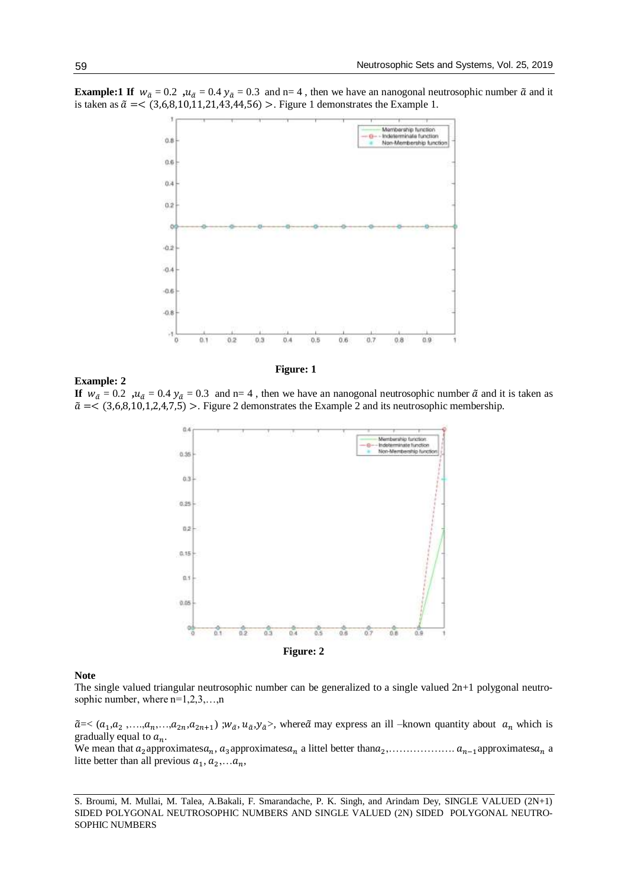**Example:1** **If** $w_{\tilde{a}} = 0.2$ ,$u_{\tilde{a}} = 0.4$ $y_{\tilde{a}} = 0.3$ and n= 4 , then we have an nanogonal neutrosophic number $\tilde{a}$ and it is taken as $\tilde{a} =< (3,6,8,10,11,21,43,44,56) >$. Figure 1 demonstrates the Example 1.

**Figure: 1**

**Example: 2**

**If** $w_{\tilde{a}} = 0.2$ ,$u_{\tilde{a}} = 0.4$ $y_{\tilde{a}} = 0.3$ and n= 4 , then we have an nanogonal neutrosophic number $\tilde{a}$ and it is taken as $\tilde{a} =< (3,6,8,10,1,2,4,7,5) >$. Figure 2 demonstrates the Example 2 and its neutrosophic membership.

**Figure: 2**

**Note**

The single valued triangular neutrosophic number can be generalized to a single valued 2n+1 polygonal neutrosophic number, where n=1,2,3,…,n

$\tilde{a}$=< $(a_1,a_2 ,….,a_n,…,a_{2n},a_{2n+1})$ ;$w_{\tilde{a}}, u_{\tilde{a}},y_{\tilde{a}}$>, where$\tilde{a}$ may express an ill –known quantity about $a_n$ which is gradually equal to $a_n$.

We mean that $a_2$approximates$a_n$, $a_3$approximates$a_n$ a littel better than$a_2$,………………. $a_{n-1}$approximates$a_n$ a litte better than all previous $a_1, a_2,…a_n$,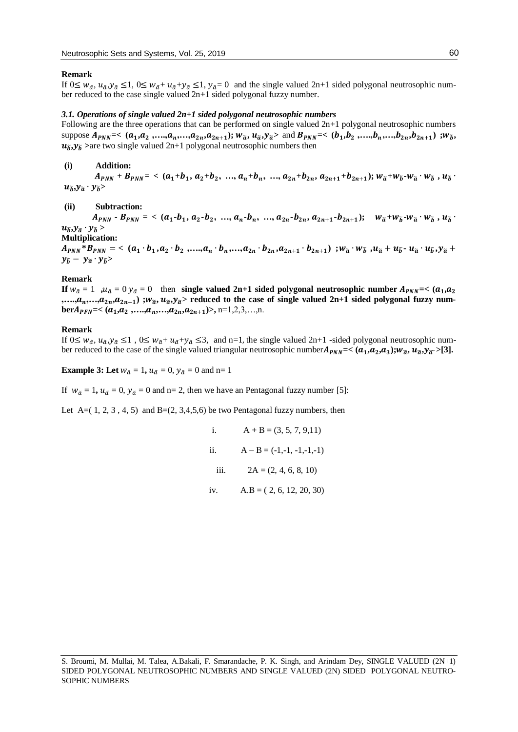**Remark**

If $0\leq w_{\tilde{a}}, u_{\tilde{a}}, y_{\tilde{a}} \leq 1$, $0\leq w_{\tilde{a}}+ u_{\tilde{a}}+y_{\tilde{a}} \leq 1$, $y_{\tilde{a}}= 0$ and the single valued 2n+1 sided polygonal neutrosophic number reduced to the case single valued 2n+1 sided polygonal fuzzy number.

### *3.1. Operations of single valued 2n+1 sided polygonal neutrosophic numbers*

Following are the three operations that can be performed on single valued 2n+1 polygonal neutrosophic numbers suppose $A_{PNN}$=< $(a_1,a_2 ,\ldots,a_n,\ldots,a_{2n},a_{2n+1})$; $w_{\tilde{a}}, u_{\tilde{a}}, y_{\tilde{a}}$> and $B_{PNN}$=< $(b_1,b_2 ,\ldots,b_n,\ldots,b_{2n},b_{2n+1})$ ;$w_{\tilde{b}}, u_{\tilde{b}}, y_{\tilde{b}}$ >are two single valued 2n+1 polygonal neutrosophic numbers then

**(i) Addition:**

$A_{PNN}$ + $B_{PNN}$ = < $(a_1+b_1,\ a_2+b_2,\ \ldots,\ a_n+b_n,\ \ldots,\ a_{2n}+b_{2n},\ a_{2n+1}+b_{2n+1})$; $w_{\tilde{a}}+w_{\tilde{b}}-w_{\tilde{a}}\cdot w_{\tilde{b}}$ , $u_{\tilde{a}}\cdot u_{\tilde{b}}$, $y_{\tilde{a}}\cdot y_{\tilde{b}}$>

**(ii) Subtraction:**

$A_{PNN}$ - $B_{PNN}$ = < $(a_1-b_1,\ a_2-b_2,\ \ldots,\ a_n-b_n,\ \ldots,\ a_{2n}-b_{2n},\ a_{2n+1}-b_{2n+1})$; $w_{\tilde{a}}+w_{\tilde{b}}-w_{\tilde{a}}\cdot w_{\tilde{b}}$ , $u_{\tilde{a}}\cdot u_{\tilde{b}}$, $y_{\tilde{a}}\cdot y_{\tilde{b}}$ >

**Multiplication:**

$A_{PNN}$ * $B_{PNN}$ = < $(a_1\cdot b_1 ,a_2\cdot b_2 ,\ldots,a_n\cdot b_n,\ldots,a_{2n}\cdot b_{2n},a_{2n+1}\cdot b_{2n+1})$ ;$w_{\tilde{a}}\cdot w_{\tilde{b}}$ ,$u_{\tilde{a}} + u_{\tilde{b}}$- $u_{\tilde{a}}\cdot u_{\tilde{b}}$,$y_{\tilde{a}} + y_{\tilde{b}} - y_{\tilde{a}}\cdot y_{\tilde{b}}$>

**Remark**

**If** $w_{\tilde{a}} = 1$ ,$u_{\tilde{a}} = 0$ $y_{\tilde{a}} = 0$ then **single valued 2n+1 sided polygonal neutrosophic number** $A_{PNN}$=< $(a_1,a_2 ,\ldots,a_n,\ldots,a_{2n},a_{2n+1})$ ;$w_{\tilde{a}}, u_{\tilde{a}}, y_{\tilde{a}}$> **reduced to the case of single valued 2n+1 sided polygonal fuzzy number**$A_{PFN}$=< $(a_1,a_2 ,\ldots,a_n,\ldots,a_{2n},a_{2n+1})$>, n=1,2,3,…,n.

**Remark**

If $0\leq w_{\tilde{a}}, u_{\tilde{a}}, y_{\tilde{a}} \leq 1$ , $0\leq w_{\tilde{a}}+ u_{\tilde{a}}+y_{\tilde{a}} \leq 3$, and n=1, the single valued 2n+1 -sided polygonal neutrosophic number reduced to the case of the single valued triangular neutrosophic number$A_{PNN}$=< $(a_1,a_2,a_3)$;$w_{\tilde{a}}, u_{\tilde{a}}, y_{\tilde{a}}$ >**[3].**

**Example 3: Let** $w_{\tilde{a}} = 1$, $u_{\tilde{a}} = 0$, $y_{\tilde{a}} = 0$ and n= 1

If $w_{\tilde{a}} = 1$, $u_{\tilde{a}} = 0$, $y_{\tilde{a}} = 0$ and n= 2, then we have an Pentagonal fuzzy number [5]:

Let A=( 1, 2, 3 , 4, 5) and B=(2, 3,4,5,6) be two Pentagonal fuzzy numbers, then

i. A + B = (3, 5, 7, 9,11)

ii. A – B = (-1,-1, -1,-1,-1)

iii. 2A = (2, 4, 6, 8, 10)

iv. A.B = ( 2, 6, 12, 20, 30)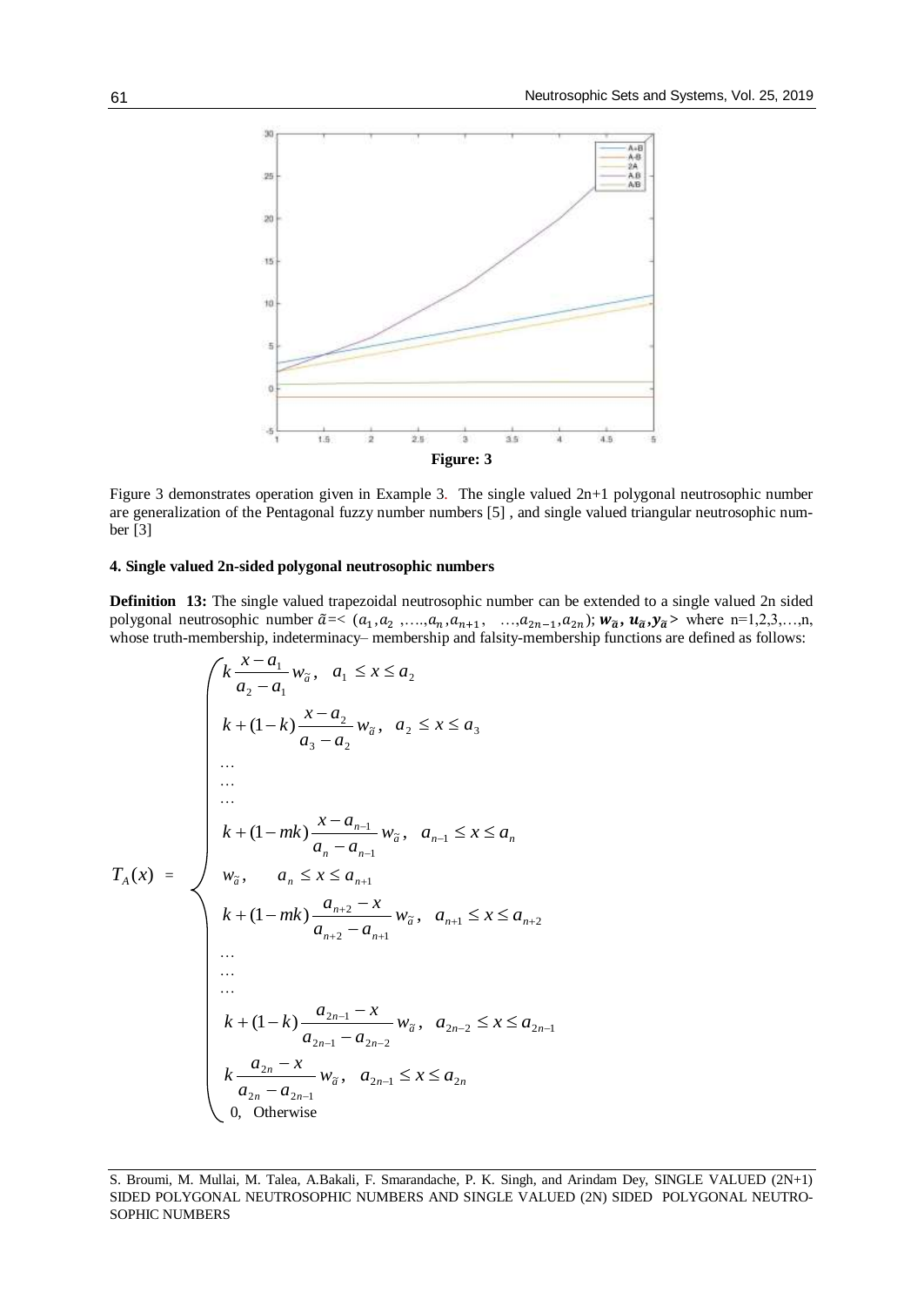**Figure: 3**

Figure 3 demonstrates operation given in Example 3. The single valued 2n+1 polygonal neutrosophic number are generalization of the Pentagonal fuzzy number numbers [5] , and single valued triangular neutrosophic number [3]

## 4. Single valued 2n-sided polygonal neutrosophic numbers

**Definition 13:** The single valued trapezoidal neutrosophic number can be extended to a single valued 2n sided polygonal neutrosophic number $\tilde{a}$=< $(a_1, a_2, \ldots, a_n, a_{n+1}, \ldots, a_{2n-1}, a_{2n})$; $\boldsymbol{w_{\tilde{a}}}, \boldsymbol{u_{\tilde{a}}}, \boldsymbol{y_{\tilde{a}}}$> where n=1,2,3,…,n, whose truth-membership, indeterminacy– membership and falsity-membership functions are defined as follows:

$$
T_A(x) = \begin{cases}
k\dfrac{x-a_1}{a_2-a_1}w_{\tilde{a}}, & a_1 \le x \le a_2 \\
k+(1-k)\dfrac{x-a_2}{a_3-a_2}w_{\tilde{a}}, & a_2 \le x \le a_3 \\
\ldots \\
\ldots \\
\ldots \\
k+(1-mk)\dfrac{x-a_{n-1}}{a_n-a_{n-1}}w_{\tilde{a}}, & a_{n-1} \le x \le a_n \\
w_{\tilde{a}}, & a_n \le x \le a_{n+1} \\
k+(1-mk)\dfrac{a_{n+2}-x}{a_{n+2}-a_{n+1}}w_{\tilde{a}}, & a_{n+1} \le x \le a_{n+2} \\
\ldots \\
\ldots \\
\ldots \\
k+(1-k)\dfrac{a_{2n-1}-x}{a_{2n-1}-a_{2n-2}}w_{\tilde{a}}, & a_{2n-2} \le x \le a_{2n-1} \\
k\dfrac{a_{2n}-x}{a_{2n}-a_{2n-1}}w_{\tilde{a}}, & a_{2n-1} \le x \le a_{2n} \\
0, & \text{Otherwise}
\end{cases}
$$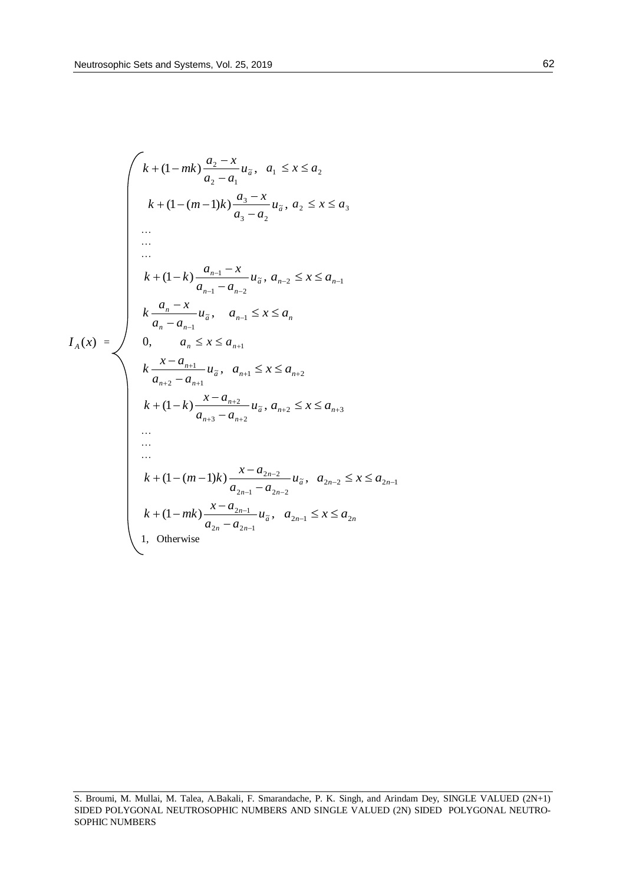$$
I_A(x) = \begin{cases}
k + (1-mk)\dfrac{a_2 - x}{a_2 - a_1} u_{\tilde{a}}, & a_1 \le x \le a_2 \\
k + (1-(m-1)k)\dfrac{a_3 - x}{a_3 - a_2} u_{\tilde{a}}, & a_2 \le x \le a_3 \\
\ldots & \\
\ldots & \\
\ldots & \\
k + (1-k)\dfrac{a_{n-1} - x}{a_{n-1} - a_{n-2}} u_{\tilde{a}}, & a_{n-2} \le x \le a_{n-1} \\
k\dfrac{a_n - x}{a_n - a_{n-1}} u_{\tilde{a}}, & a_{n-1} \le x \le a_n \\
0, & a_n \le x \le a_{n+1} \\
k\dfrac{x - a_{n+1}}{a_{n+2} - a_{n+1}} u_{\tilde{a}}, & a_{n+1} \le x \le a_{n+2} \\
k + (1-k)\dfrac{x - a_{n+2}}{a_{n+3} - a_{n+2}} u_{\tilde{a}}, & a_{n+2} \le x \le a_{n+3} \\
\ldots & \\
\ldots & \\
\ldots & \\
k + (1-(m-1)k)\dfrac{x - a_{2n-2}}{a_{2n-1} - a_{2n-2}} u_{\tilde{a}}, & a_{2n-2} \le x \le a_{2n-1} \\
k + (1-mk)\dfrac{x - a_{2n-1}}{a_{2n} - a_{2n-1}} u_{\tilde{a}}, & a_{2n-1} \le x \le a_{2n} \\
1, & \text{Otherwise}
\end{cases}
$$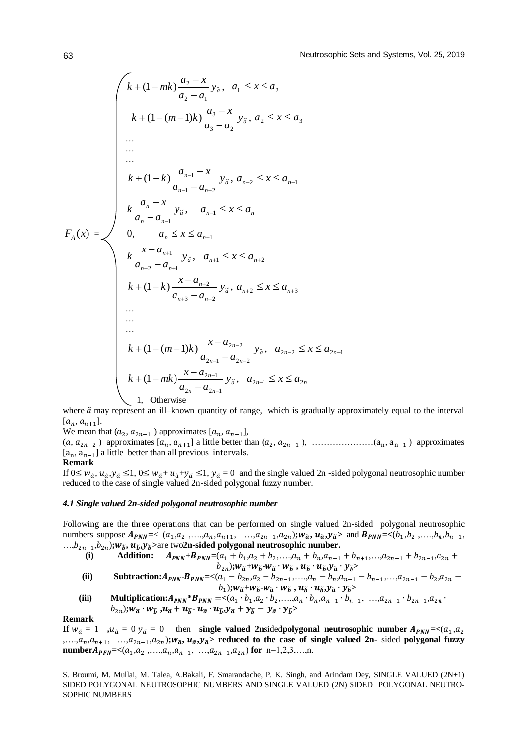$$
F_A(x) = \begin{cases}
k + (1-mk)\dfrac{a_2 - x}{a_2 - a_1} y_{\tilde{a}}, & a_1 \le x \le a_2 \\
k + (1-(m-1)k)\dfrac{a_3 - x}{a_3 - a_2} y_{\tilde{a}}, & a_2 \le x \le a_3 \\
\ldots \\
\ldots \\
\ldots \\
k + (1-k)\dfrac{a_{n-1} - x}{a_{n-1} - a_{n-2}} y_{\tilde{a}}, & a_{n-2} \le x \le a_{n-1} \\
k\dfrac{a_n - x}{a_n - a_{n-1}} y_{\tilde{a}}, & a_{n-1} \le x \le a_n \\
0, & a_n \le x \le a_{n+1} \\
k\dfrac{x - a_{n+1}}{a_{n+2} - a_{n+1}} y_{\tilde{a}}, & a_{n+1} \le x \le a_{n+2} \\
k + (1-k)\dfrac{x - a_{n+2}}{a_{n+3} - a_{n+2}} y_{\tilde{a}}, & a_{n+2} \le x \le a_{n+3} \\
\ldots \\
\ldots \\
\ldots \\
k + (1-(m-1)k)\dfrac{x - a_{2n-2}}{a_{2n-1} - a_{2n-2}} y_{\tilde{a}}, & a_{2n-2} \le x \le a_{2n-1} \\
k + (1-mk)\dfrac{x - a_{2n-1}}{a_{2n} - a_{2n-1}} y_{\tilde{a}}, & a_{2n-1} \le x \le a_{2n} \\
1, & \text{Otherwise}
\end{cases}
$$

where $\tilde{a}$ may represent an ill–known quantity of range, which is gradually approximately equal to the interval $[a_n, a_{n+1}]$.

We mean that $(a_2, a_{2n-1})$ approximates $[a_n, a_{n+1}]$,

$(a, a_{2n-2})$ approximates $[a_n, a_{n+1}]$ a little better than $(a_2, a_{2n-1})$, …………………$(a_n, a_{n+1})$ approximates $[a_n, a_{n+1}]$ a little better than all previous intervals.

**Remark**

If $0 \le w_{\tilde{a}}, u_{\tilde{a}}, y_{\tilde{a}} \le 1$, $0 \le w_{\tilde{a}} + u_{\tilde{a}} + y_{\tilde{a}} \le 1$, $y_{\tilde{a}} = 0$ and the single valued 2n -sided polygonal neutrosophic number reduced to the case of single valued 2n-sided polygonal fuzzy number.

### *4.1 Single valued 2n-sided polygonal neutrosophic number*

Following are the three operations that can be performed on single valued 2n-sided polygonal neutrosophic numbers suppose $\boldsymbol{A_{PNN}}$=< $(a_1, a_2, \ldots, a_n, a_{n+1}, \ldots, a_{2n-1}, a_{2n})$;$\boldsymbol{w_{\tilde{a}}}, \boldsymbol{u_{\tilde{a}}}, \boldsymbol{y_{\tilde{a}}}$> and $\boldsymbol{B_{PNN}}$=<$(b_1, b_2, \ldots, b_n, b_{n+1}, \ldots, b_{2n-1}, b_{2n})$;$\boldsymbol{w_{\tilde{b}}}, \boldsymbol{u_{\tilde{b}}}, \boldsymbol{y_{\tilde{b}}}$>are two **2n-sided polygonal neutrosophic number.**

**(i) Addition:** $A_{PNN}+B_{PNN}$=$(a_1+b_1, a_2+b_2, \ldots, a_n+b_n, a_{n+1}+b_{n+1}, \ldots, a_{2n-1}+b_{2n-1}, a_{2n}+b_{2n})$;$w_{\tilde{a}}+w_{\tilde{b}}-w_{\tilde{a}} \cdot w_{\tilde{b}}$ , $u_{\tilde{b}} \cdot u_{\tilde{b}}$,$y_{\tilde{a}} \cdot y_{\tilde{b}}$>

**(ii) Subtraction:** $A_{PNN}-B_{PNN}$=<$(a_1-b_{2n}, a_2-b_{2n-1}, \ldots, a_n-b_n, a_{n+1}-b_{n-1}, \ldots, a_{2n-1}-b_2, a_{2n}-b_1)$;$w_{\tilde{a}}+w_{\tilde{b}}-w_{\tilde{a}} \cdot w_{\tilde{b}}$ , $u_{\tilde{b}} \cdot u_{\tilde{b}}$,$y_{\tilde{a}} \cdot y_{\tilde{b}}$>

**(iii) Multiplication:** $A_{PNN}*B_{PNN}$ =<$(a_1 \cdot b_1, a_2 \cdot b_2, \ldots, a_n \cdot b_n, a_{n+1} \cdot b_{n+1}, \ldots, a_{2n-1} \cdot b_{2n-1}, a_{2n} \cdot b_{2n})$;$w_{\tilde{a}} \cdot w_{\tilde{b}}$ ,$u_{\tilde{a}}+u_{\tilde{b}}-u_{\tilde{a}} \cdot u_{\tilde{b}}$,$y_{\tilde{a}}+y_{\tilde{b}}-y_{\tilde{a}} \cdot y_{\tilde{b}}$>

**Remark**

**If** $w_{\tilde{a}} = 1$ ,$u_{\tilde{a}} = 0$ $y_{\tilde{a}} = 0$ then **single valued 2n sided polygonal neutrosophic number** $A_{PNN}$=<$(a_1, a_2, \ldots, a_n, a_{n+1}, \ldots, a_{2n-1}, a_{2n})$;$w_{\tilde{a}}, u_{\tilde{a}}, y_{\tilde{a}}$> **reduced to the case of single valued 2n-** sided **polygonal fuzzy number** $A_{PFN}$=<$(a_1, a_2, \ldots, a_n, a_{n+1}, \ldots, a_{2n-1}, a_{2n})$ **for** n=1,2,3,…,n.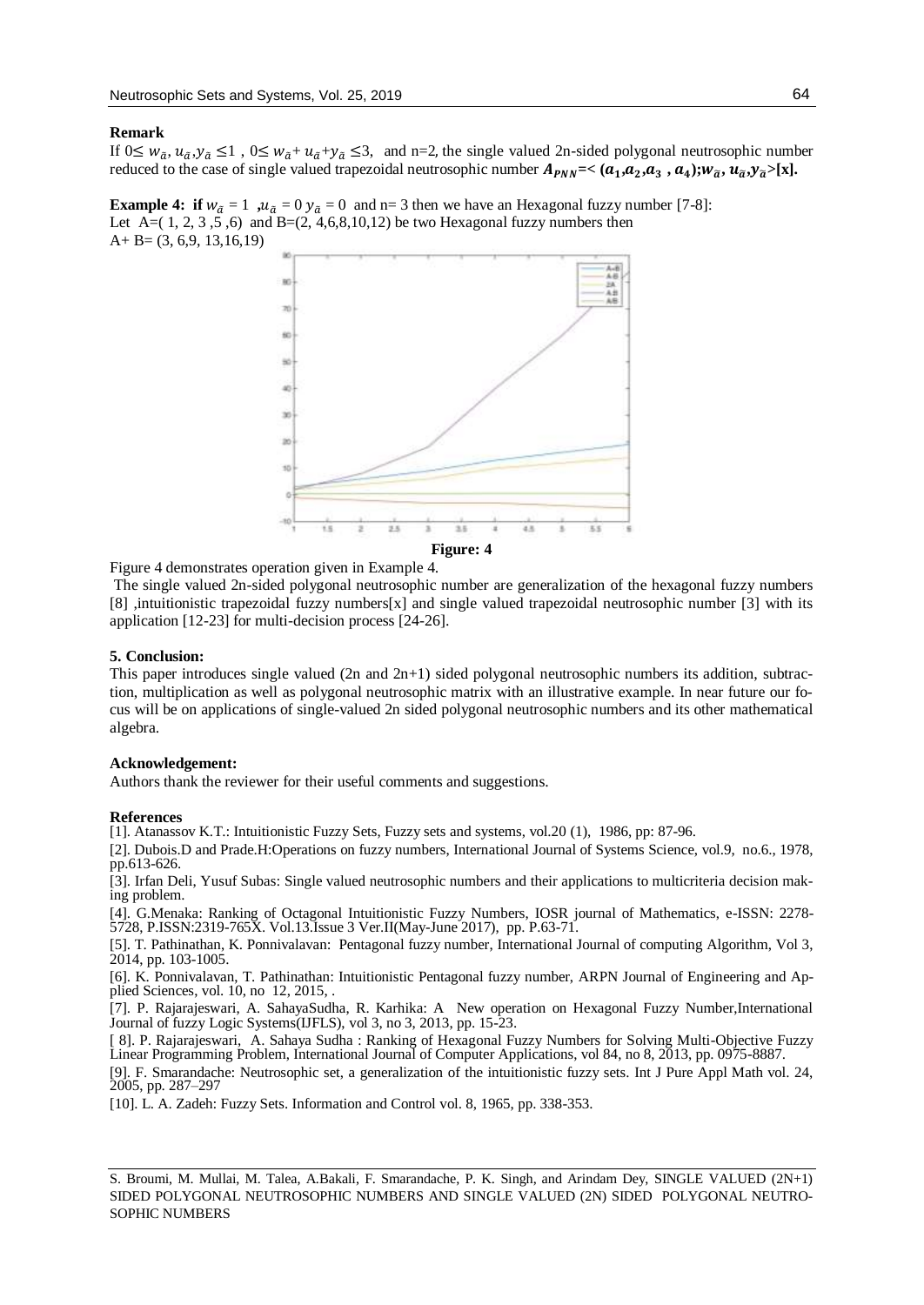**Remark**

If $0\leq w_{\tilde{a}}, u_{\tilde{a}}, y_{\tilde{a}} \leq 1$ , $0\leq w_{\tilde{a}}+ u_{\tilde{a}}+y_{\tilde{a}} \leq 3$, and n=2, the single valued 2n-sided polygonal neutrosophic number reduced to the case of single valued trapezoidal neutrosophic number $A_{PNN}$**=<** $(a_1, a_2, a_3, a_4)$**;**$w_{\tilde{a}}, u_{\tilde{a}}, y_{\tilde{a}}$**>[x].**

**Example 4: if** $w_{\tilde{a}} = 1$ ,$u_{\tilde{a}} = 0$ $y_{\tilde{a}} = 0$ and n= 3 then we have an Hexagonal fuzzy number [7-8]:
Let A=( 1, 2, 3 ,5 ,6) and B=(2, 4,6,8,10,12) be two Hexagonal fuzzy numbers then
A+ B= (3, 6,9, 13,16,19)

**Figure: 4**

Figure 4 demonstrates operation given in Example 4.

The single valued 2n-sided polygonal neutrosophic number are generalization of the hexagonal fuzzy numbers [8] ,intuitionistic trapezoidal fuzzy numbers[x] and single valued trapezoidal neutrosophic number [3] with its application [12-23] for multi-decision process [24-26].

## 5. Conclusion:

This paper introduces single valued (2n and 2n+1) sided polygonal neutrosophic numbers its addition, subtraction, multiplication as well as polygonal neutrosophic matrix with an illustrative example. In near future our focus will be on applications of single-valued 2n sided polygonal neutrosophic numbers and its other mathematical algebra.

**Acknowledgement:**

Authors thank the reviewer for their useful comments and suggestions.

**References**

[1]. Atanassov K.T.: Intuitionistic Fuzzy Sets, Fuzzy sets and systems, vol.20 (1), 1986, pp: 87-96.

[2]. Dubois.D and Prade.H:Operations on fuzzy numbers, International Journal of Systems Science, vol.9, no.6., 1978, pp.613-626.

[3]. Irfan Deli, Yusuf Subas: Single valued neutrosophic numbers and their applications to multicriteria decision making problem.

[4]. G.Menaka: Ranking of Octagonal Intuitionistic Fuzzy Numbers, IOSR journal of Mathematics, e-ISSN: 2278-5728, P.ISSN:2319-765X. Vol.13.Issue 3 Ver.II(May-June 2017), pp. P.63-71.

[5]. T. Pathinathan, K. Ponnivalavan: Pentagonal fuzzy number, International Journal of computing Algorithm, Vol 3, 2014, pp. 103-1005.

[6]. K. Ponnivalavan, T. Pathinathan: Intuitionistic Pentagonal fuzzy number, ARPN Journal of Engineering and Applied Sciences, vol. 10, no 12, 2015, .

[7]. P. Rajarajeswari, A. SahayaSudha, R. Karhika: A New operation on Hexagonal Fuzzy Number,International Journal of fuzzy Logic Systems(IJFLS), vol 3, no 3, 2013, pp. 15-23.

[ 8]. P. Rajarajeswari, A. Sahaya Sudha : Ranking of Hexagonal Fuzzy Numbers for Solving Multi-Objective Fuzzy Linear Programming Problem, International Journal of Computer Applications, vol 84, no 8, 2013, pp. 0975-8887.

[9]. F. Smarandache: Neutrosophic set, a generalization of the intuitionistic fuzzy sets. Int J Pure Appl Math vol. 24, 2005, pp. 287–297

[10]. L. A. Zadeh: Fuzzy Sets. Information and Control vol. 8, 1965, pp. 338-353.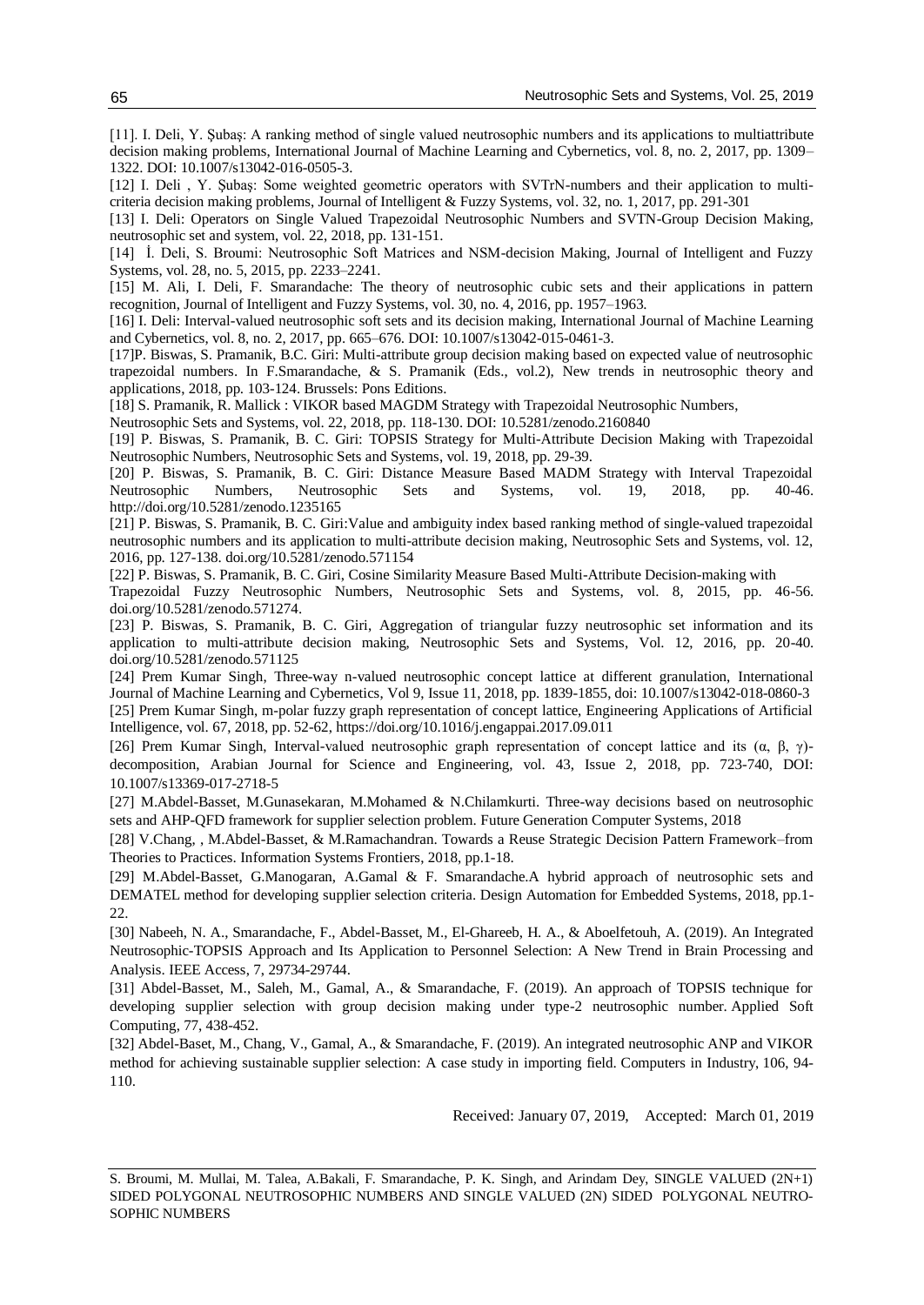[11]. I. Deli, Y. Şubaş: A ranking method of single valued neutrosophic numbers and its applications to multiattribute decision making problems, International Journal of Machine Learning and Cybernetics, vol. 8, no. 2, 2017, pp. 1309–1322. DOI: 10.1007/s13042-016-0505-3.

[12] I. Deli , Y. Şubaş: Some weighted geometric operators with SVTrN-numbers and their application to multi-criteria decision making problems, Journal of Intelligent & Fuzzy Systems, vol. 32, no. 1, 2017, pp. 291-301

[13] I. Deli: Operators on Single Valued Trapezoidal Neutrosophic Numbers and SVTN-Group Decision Making, neutrosophic set and system, vol. 22, 2018, pp. 131-151.

[14] İ. Deli, S. Broumi: Neutrosophic Soft Matrices and NSM-decision Making, Journal of Intelligent and Fuzzy Systems, vol. 28, no. 5, 2015, pp. 2233–2241.

[15] M. Ali, I. Deli, F. Smarandache: The theory of neutrosophic cubic sets and their applications in pattern recognition, Journal of Intelligent and Fuzzy Systems, vol. 30, no. 4, 2016, pp. 1957–1963.

[16] I. Deli: Interval-valued neutrosophic soft sets and its decision making, International Journal of Machine Learning and Cybernetics, vol. 8, no. 2, 2017, pp. 665–676. DOI: 10.1007/s13042-015-0461-3.

[17]P. Biswas, S. Pramanik, B.C. Giri: Multi-attribute group decision making based on expected value of neutrosophic trapezoidal numbers. In F.Smarandache, & S. Pramanik (Eds., vol.2), New trends in neutrosophic theory and applications, 2018, pp. 103-124. Brussels: Pons Editions.

[18] S. Pramanik, R. Mallick : VIKOR based MAGDM Strategy with Trapezoidal Neutrosophic Numbers, Neutrosophic Sets and Systems, vol. 22, 2018, pp. 118-130. DOI: 10.5281/zenodo.2160840

[19] P. Biswas, S. Pramanik, B. C. Giri: TOPSIS Strategy for Multi-Attribute Decision Making with Trapezoidal Neutrosophic Numbers, Neutrosophic Sets and Systems, vol. 19, 2018, pp. 29-39.

[20] P. Biswas, S. Pramanik, B. C. Giri: Distance Measure Based MADM Strategy with Interval Trapezoidal Neutrosophic Numbers, Neutrosophic Sets and Systems, vol. 19, 2018, pp. 40-46. http://doi.org/10.5281/zenodo.1235165

[21] P. Biswas, S. Pramanik, B. C. Giri:Value and ambiguity index based ranking method of single-valued trapezoidal neutrosophic numbers and its application to multi-attribute decision making, Neutrosophic Sets and Systems, vol. 12, 2016, pp. 127-138. doi.org/10.5281/zenodo.571154

[22] P. Biswas, S. Pramanik, B. C. Giri, Cosine Similarity Measure Based Multi-Attribute Decision-making with Trapezoidal Fuzzy Neutrosophic Numbers, Neutrosophic Sets and Systems, vol. 8, 2015, pp. 46-56. doi.org/10.5281/zenodo.571274.

[23] P. Biswas, S. Pramanik, B. C. Giri, Aggregation of triangular fuzzy neutrosophic set information and its application to multi-attribute decision making, Neutrosophic Sets and Systems, Vol. 12, 2016, pp. 20-40. doi.org/10.5281/zenodo.571125

[24] Prem Kumar Singh, Three-way n-valued neutrosophic concept lattice at different granulation, International Journal of Machine Learning and Cybernetics, Vol 9, Issue 11, 2018, pp. 1839-1855, doi: 10.1007/s13042-018-0860-3

[25] Prem Kumar Singh, m-polar fuzzy graph representation of concept lattice, Engineering Applications of Artificial Intelligence, vol. 67, 2018, pp. 52-62, https://doi.org/10.1016/j.engappai.2017.09.011

[26] Prem Kumar Singh, Interval-valued neutrosophic graph representation of concept lattice and its (α, β, γ)-decomposition, Arabian Journal for Science and Engineering, vol. 43, Issue 2, 2018, pp. 723-740, DOI: 10.1007/s13369-017-2718-5

[27] M.Abdel-Basset, M.Gunasekaran, M.Mohamed & N.Chilamkurti. Three-way decisions based on neutrosophic sets and AHP-QFD framework for supplier selection problem. Future Generation Computer Systems, 2018

[28] V.Chang, , M.Abdel-Basset, & M.Ramachandran. Towards a Reuse Strategic Decision Pattern Framework–from Theories to Practices. Information Systems Frontiers, 2018, pp.1-18.

[29] M.Abdel-Basset, G.Manogaran, A.Gamal & F. Smarandache.A hybrid approach of neutrosophic sets and DEMATEL method for developing supplier selection criteria. Design Automation for Embedded Systems, 2018, pp.1-22.

[30] Nabeeh, N. A., Smarandache, F., Abdel-Basset, M., El-Ghareeb, H. A., & Aboelfetouh, A. (2019). An Integrated Neutrosophic-TOPSIS Approach and Its Application to Personnel Selection: A New Trend in Brain Processing and Analysis. IEEE Access, 7, 29734-29744.

[31] Abdel-Basset, M., Saleh, M., Gamal, A., & Smarandache, F. (2019). An approach of TOPSIS technique for developing supplier selection with group decision making under type-2 neutrosophic number. Applied Soft Computing, 77, 438-452.

[32] Abdel-Baset, M., Chang, V., Gamal, A., & Smarandache, F. (2019). An integrated neutrosophic ANP and VIKOR method for achieving sustainable supplier selection: A case study in importing field. Computers in Industry, 106, 94-110.

Received: January 07, 2019, Accepted: March 01, 2019